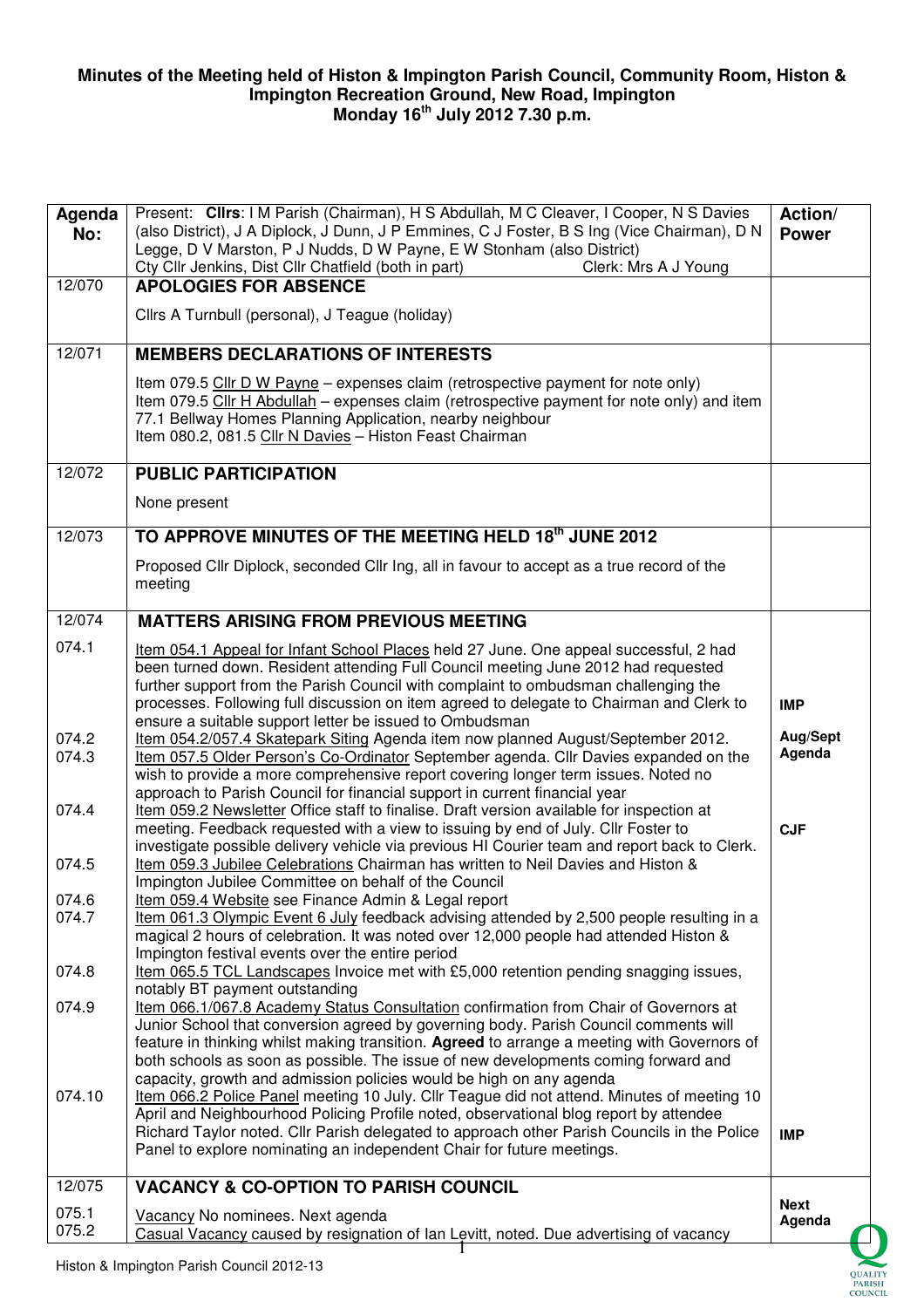# Minutes of the Meeting held of Histon & Impington Parish Council, Community Room, Histon & Impington Recreation Ground, New Road, Impington
## Monday 16th July 2012 7.30 p.m.

| Agenda No: | Present: **Cllrs**: I M Parish (Chairman), H S Abdullah, M C Cleaver, I Cooper, N S Davies (also District), J A Diplock, J Dunn, J P Emmines, C J Foster, B S Ing (Vice Chairman), D N Legge, D V Marston, P J Nudds, D W Payne, E W Stonham (also District) Cty Cllr Jenkins, Dist Cllr Chatfield (both in part) Clerk: Mrs A J Young | Action/ Power |
|---|---|---|
| 12/070 | **APOLOGIES FOR ABSENCE**<br><br>Cllrs A Turnbull (personal), J Teague (holiday) | |
| 12/071 | **MEMBERS DECLARATIONS OF INTERESTS**<br><br>Item 079.5 Cllr D W Payne – expenses claim (retrospective payment for note only)<br>Item 079.5 Cllr H Abdullah – expenses claim (retrospective payment for note only) and item 77.1 Bellway Homes Planning Application, nearby neighbour<br>Item 080.2, 081.5 Cllr N Davies – Histon Feast Chairman | |
| 12/072 | **PUBLIC PARTICIPATION**<br><br>None present | |
| 12/073 | **TO APPROVE MINUTES OF THE MEETING HELD 18th JUNE 2012**<br><br>Proposed Cllr Diplock, seconded Cllr Ing, all in favour to accept as a true record of the meeting | |
| 12/074 | **MATTERS ARISING FROM PREVIOUS MEETING** | |
| 074.1 | Item 054.1 Appeal for Infant School Places held 27 June. One appeal successful, 2 had been turned down. Resident attending Full Council meeting June 2012 had requested further support from the Parish Council with complaint to ombudsman challenging the processes. Following full discussion on item agreed to delegate to Chairman and Clerk to ensure a suitable support letter be issued to Ombudsman | **IMP** |
| 074.2 | Item 054.2/057.4 Skatepark Siting Agenda item now planned August/September 2012. | **Aug/Sept Agenda** |
| 074.3 | Item 057.5 Older Person's Co-Ordinator September agenda. Cllr Davies expanded on the wish to provide a more comprehensive report covering longer term issues. Noted no approach to Parish Council for financial support in current financial year | |
| 074.4 | Item 059.2 Newsletter Office staff to finalise. Draft version available for inspection at meeting. Feedback requested with a view to issuing by end of July. Cllr Foster to investigate possible delivery vehicle via previous HI Courier team and report back to Clerk. | **CJF** |
| 074.5 | Item 059.3 Jubilee Celebrations Chairman has written to Neil Davies and Histon & Impington Jubilee Committee on behalf of the Council | |
| 074.6 | Item 059.4 Website see Finance Admin & Legal report | |
| 074.7 | Item 061.3 Olympic Event 6 July feedback advising attended by 2,500 people resulting in a magical 2 hours of celebration. It was noted over 12,000 people had attended Histon & Impington festival events over the entire period | |
| 074.8 | Item 065.5 TCL Landscapes Invoice met with £5,000 retention pending snagging issues, notably BT payment outstanding | |
| 074.9 | Item 066.1/067.8 Academy Status Consultation confirmation from Chair of Governors at Junior School that conversion agreed by governing body. Parish Council comments will feature in thinking whilst making transition. **Agreed** to arrange a meeting with Governors of both schools as soon as possible. The issue of new developments coming forward and capacity, growth and admission policies would be high on any agenda | |
| 074.10 | Item 066.2 Police Panel meeting 10 July. Cllr Teague did not attend. Minutes of meeting 10 April and Neighbourhood Policing Profile noted, observational blog report by attendee Richard Taylor noted. Cllr Parish delegated to approach other Parish Councils in the Police Panel to explore nominating an independent Chair for future meetings. | **IMP** |
| 12/075 | **VACANCY & CO-OPTION TO PARISH COUNCIL** | |
| 075.1 | Vacancy No nominees. Next agenda | **Next Agenda** |
| 075.2 | Casual Vacancy caused by resignation of Ian Levitt, noted. Due advertising of vacancy | |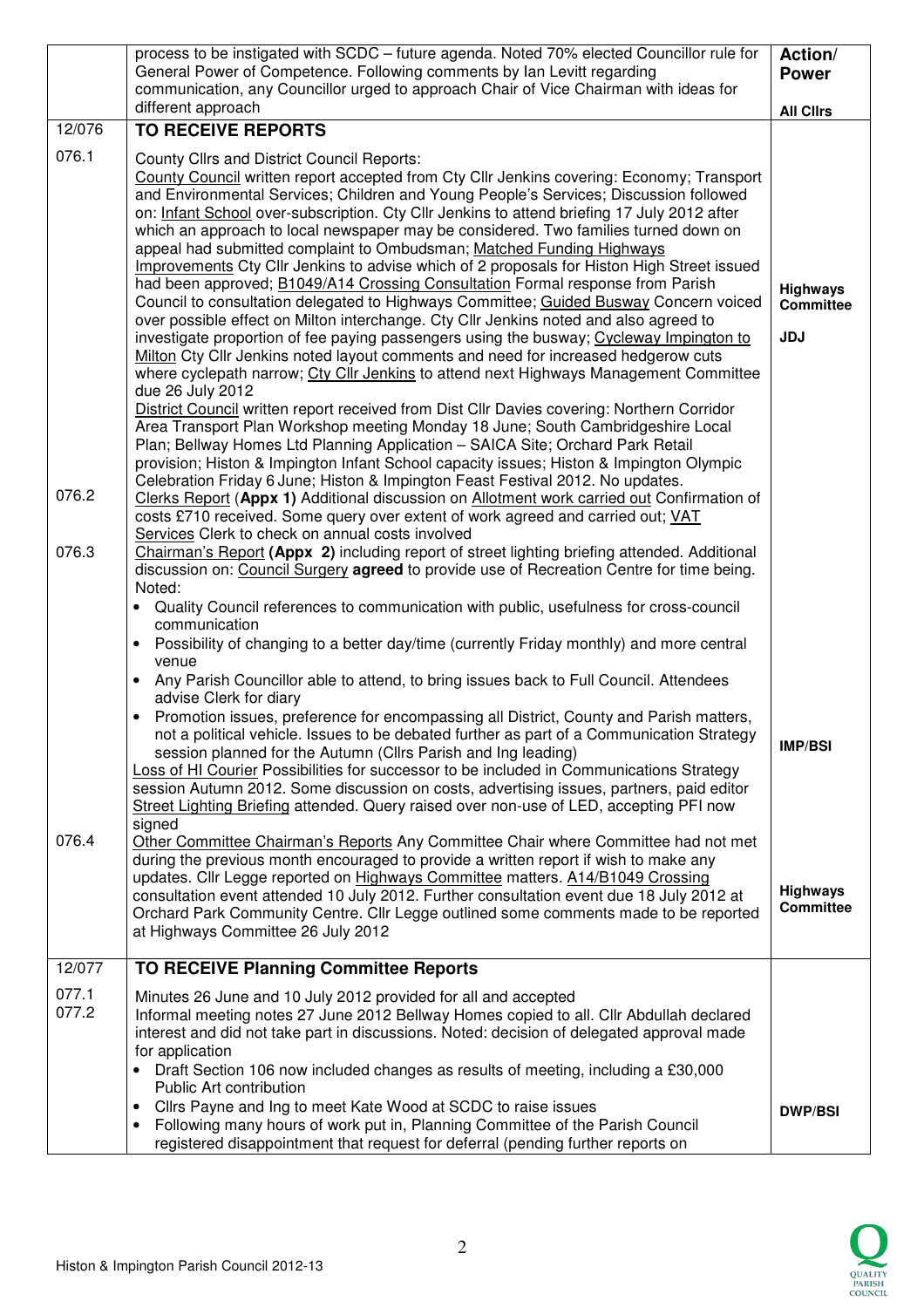| | | |
|---|---|---|
| | process to be instigated with SCDC – future agenda. Noted 70% elected Councillor rule for General Power of Competence. Following comments by Ian Levitt regarding communication, any Councillor urged to approach Chair of Vice Chairman with ideas for different approach | **Action/ Power**<br><br>**All Cllrs** |
| 12/076 | **TO RECEIVE REPORTS** | |
| 076.1 | County Cllrs and District Council Reports:<br>County Council written report accepted from Cty Cllr Jenkins covering: Economy; Transport and Environmental Services; Children and Young People's Services; Discussion followed on: Infant School over-subscription. Cty Cllr Jenkins to attend briefing 17 July 2012 after which an approach to local newspaper may be considered. Two families turned down on appeal had submitted complaint to Ombudsman; Matched Funding Highways Improvements Cty Cllr Jenkins to advise which of 2 proposals for Histon High Street issued had been approved; B1049/A14 Crossing Consultation Formal response from Parish Council to consultation delegated to Highways Committee; Guided Busway Concern voiced over possible effect on Milton interchange. Cty Cllr Jenkins noted and also agreed to investigate proportion of fee paying passengers using the busway; Cycleway Impington to Milton Cty Cllr Jenkins noted layout comments and need for increased hedgerow cuts where cyclepath narrow; Cty Cllr Jenkins to attend next Highways Management Committee due 26 July 2012<br>District Council written report received from Dist Cllr Davies covering: Northern Corridor Area Transport Plan Workshop meeting Monday 18 June; South Cambridgeshire Local Plan; Bellway Homes Ltd Planning Application – SAICA Site; Orchard Park Retail provision; Histon & Impington Infant School capacity issues; Histon & Impington Olympic Celebration Friday 6 June; Histon & Impington Feast Festival 2012. No updates. | **Highways Committee**<br><br>**JDJ** |
| 076.2 | Clerks Report (**Appx 1)** Additional discussion on Allotment work carried out Confirmation of costs £710 received. Some query over extent of work agreed and carried out; VAT Services Clerk to check on annual costs involved | |
| 076.3 | Chairman's Report **(Appx 2)** including report of street lighting briefing attended. Additional discussion on: Council Surgery **agreed** to provide use of Recreation Centre for time being. Noted:<br>• Quality Council references to communication with public, usefulness for cross-council communication<br>• Possibility of changing to a better day/time (currently Friday monthly) and more central venue<br>• Any Parish Councillor able to attend, to bring issues back to Full Council. Attendees advise Clerk for diary<br>• Promotion issues, preference for encompassing all District, County and Parish matters, not a political vehicle. Issues to be debated further as part of a Communication Strategy session planned for the Autumn (Cllrs Parish and Ing leading)<br>Loss of HI Courier Possibilities for successor to be included in Communications Strategy session Autumn 2012. Some discussion on costs, advertising issues, partners, paid editor<br>Street Lighting Briefing attended. Query raised over non-use of LED, accepting PFI now signed | **IMP/BSI** |
| 076.4 | Other Committee Chairman's Reports Any Committee Chair where Committee had not met during the previous month encouraged to provide a written report if wish to make any updates. Cllr Legge reported on Highways Committee matters. A14/B1049 Crossing consultation event attended 10 July 2012. Further consultation event due 18 July 2012 at Orchard Park Community Centre. Cllr Legge outlined some comments made to be reported at Highways Committee 26 July 2012 | **Highways Committee** |
| 12/077 | **TO RECEIVE Planning Committee Reports** | |
| 077.1<br>077.2 | Minutes 26 June and 10 July 2012 provided for all and accepted<br>Informal meeting notes 27 June 2012 Bellway Homes copied to all. Cllr Abdullah declared interest and did not take part in discussions. Noted: decision of delegated approval made for application<br>• Draft Section 106 now included changes as results of meeting, including a £30,000 Public Art contribution<br>• Cllrs Payne and Ing to meet Kate Wood at SCDC to raise issues<br>• Following many hours of work put in, Planning Committee of the Parish Council registered disappointment that request for deferral (pending further reports on | **DWP/BSI** |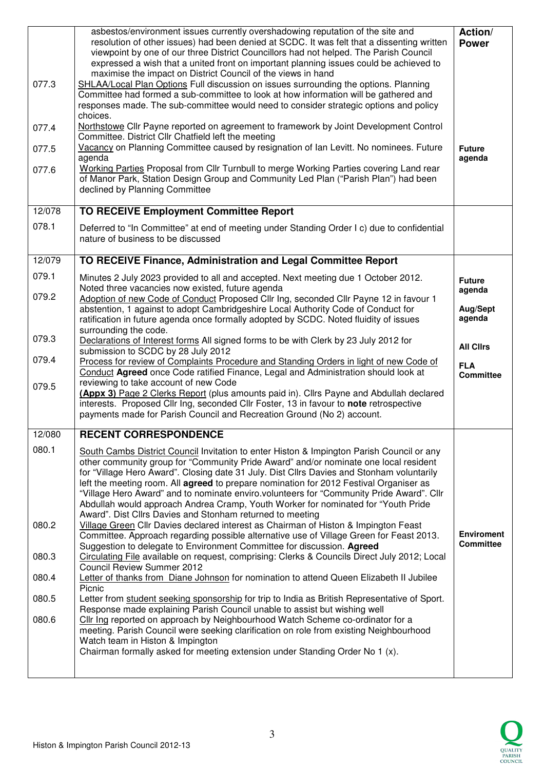| | | Action/ Power |
|---|---|---|
| | asbestos/environment issues currently overshadowing reputation of the site and resolution of other issues) had been denied at SCDC. It was felt that a dissenting written viewpoint by one of our three District Councillors had not helped. The Parish Council expressed a wish that a united front on important planning issues could be achieved to maximise the impact on District Council of the views in hand | |
| 077.3 | SHLAA/Local Plan Options Full discussion on issues surrounding the options. Planning Committee had formed a sub-committee to look at how information will be gathered and responses made. The sub-committee would need to consider strategic options and policy choices. | |
| 077.4 | Northstowe Cllr Payne reported on agreement to framework by Joint Development Control Committee. District Cllr Chatfield left the meeting | |
| 077.5 | Vacancy on Planning Committee caused by resignation of Ian Levitt. No nominees. Future agenda | **Future agenda** |
| 077.6 | Working Parties Proposal from Cllr Turnbull to merge Working Parties covering Land rear of Manor Park, Station Design Group and Community Led Plan ("Parish Plan") had been declined by Planning Committee | |
| 12/078 | **TO RECEIVE Employment Committee Report** | |
| 078.1 | Deferred to "In Committee" at end of meeting under Standing Order I c) due to confidential nature of business to be discussed | |
| 12/079 | **TO RECEIVE Finance, Administration and Legal Committee Report** | |
| 079.1 | Minutes 2 July 2023 provided to all and accepted. Next meeting due 1 October 2012. Noted three vacancies now existed, future agenda | **Future agenda** |
| 079.2 | Adoption of new Code of Conduct Proposed Cllr Ing, seconded Cllr Payne 12 in favour 1 abstention, 1 against to adopt Cambridgeshire Local Authority Code of Conduct for ratification in future agenda once formally adopted by SCDC. Noted fluidity of issues surrounding the code. | **Aug/Sept agenda** |
| 079.3 | Declarations of Interest forms All signed forms to be with Clerk by 23 July 2012 for submission to SCDC by 28 July 2012 | **All Cllrs** |
| 079.4 | Process for review of Complaints Procedure and Standing Orders in light of new Code of Conduct **Agreed** once Code ratified Finance, Legal and Administration should look at reviewing to take account of new Code | **FLA Committee** |
| 079.5 | **(Appx 3)** Page 2 Clerks Report (plus amounts paid in). Cllrs Payne and Abdullah declared interests. Proposed Cllr Ing, seconded Cllr Foster, 13 in favour to **note** retrospective payments made for Parish Council and Recreation Ground (No 2) account. | |
| 12/080 | **RECENT CORRESPONDENCE** | |
| 080.1 | South Cambs District Council Invitation to enter Histon & Impington Parish Council or any other community group for "Community Pride Award" and/or nominate one local resident for "Village Hero Award". Closing date 31 July. Dist Cllrs Davies and Stonham voluntarily left the meeting room. All **agreed** to prepare nomination for 2012 Festival Organiser as "Village Hero Award" and to nominate enviro.volunteers for "Community Pride Award". Cllr Abdullah would approach Andrea Cramp, Youth Worker for nominated for "Youth Pride Award". Dist Cllrs Davies and Stonham returned to meeting | |
| 080.2 | Village Green Cllr Davies declared interest as Chairman of Histon & Impington Feast Committee. Approach regarding possible alternative use of Village Green for Feast 2013. Suggestion to delegate to Environment Committee for discussion. **Agreed** | **Enviroment Committee** |
| 080.3 | Circulating File available on request, comprising: Clerks & Councils Direct July 2012; Local Council Review Summer 2012 | |
| 080.4 | Letter of thanks from Diane Johnson for nomination to attend Queen Elizabeth II Jubilee Picnic | |
| 080.5 | Letter from student seeking sponsorship for trip to India as British Representative of Sport. Response made explaining Parish Council unable to assist but wishing well | |
| 080.6 | Cllr Ing reported on approach by Neighbourhood Watch Scheme co-ordinator for a meeting. Parish Council were seeking clarification on role from existing Neighbourhood Watch team in Histon & Impington<br>Chairman formally asked for meeting extension under Standing Order No 1 (x). | |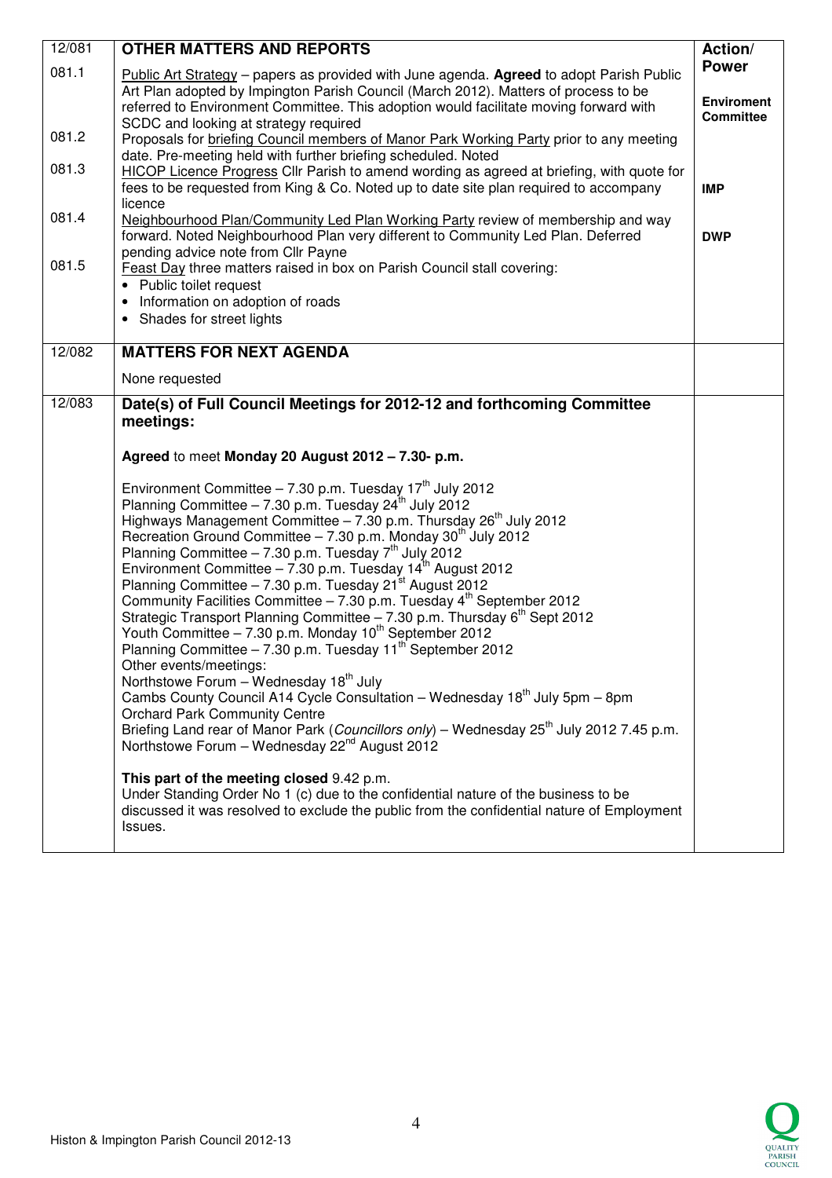| | | |
|---|---|---|
| 12/081 | **OTHER MATTERS AND REPORTS** | **Action/ Power** |
| 081.1 | Public Art Strategy – papers as provided with June agenda. **Agreed** to adopt Parish Public Art Plan adopted by Impington Parish Council (March 2012). Matters of process to be referred to Environment Committee. This adoption would facilitate moving forward with SCDC and looking at strategy required | **Enviroment Committee** |
| 081.2 | Proposals for briefing Council members of Manor Park Working Party prior to any meeting date. Pre-meeting held with further briefing scheduled. Noted | |
| 081.3 | HICOP Licence Progress Cllr Parish to amend wording as agreed at briefing, with quote for fees to be requested from King & Co. Noted up to date site plan required to accompany licence | **IMP** |
| 081.4 | Neighbourhood Plan/Community Led Plan Working Party review of membership and way forward. Noted Neighbourhood Plan very different to Community Led Plan. Deferred pending advice note from Cllr Payne | **DWP** |
| 081.5 | Feast Day three matters raised in box on Parish Council stall covering:<br>• Public toilet request<br>• Information on adoption of roads<br>• Shades for street lights | |
| 12/082 | **MATTERS FOR NEXT AGENDA**<br><br>None requested | |
| 12/083 | **Date(s) of Full Council Meetings for 2012-12 and forthcoming Committee meetings:**<br><br>**Agreed** to meet **Monday 20 August 2012 – 7.30- p.m.**<br><br>Environment Committee – 7.30 p.m. Tuesday 17th July 2012<br>Planning Committee – 7.30 p.m. Tuesday 24th July 2012<br>Highways Management Committee – 7.30 p.m. Thursday 26th July 2012<br>Recreation Ground Committee – 7.30 p.m. Monday 30th July 2012<br>Planning Committee – 7.30 p.m. Tuesday 7th July 2012<br>Environment Committee – 7.30 p.m. Tuesday 14th August 2012<br>Planning Committee – 7.30 p.m. Tuesday 21st August 2012<br>Community Facilities Committee – 7.30 p.m. Tuesday 4th September 2012<br>Strategic Transport Planning Committee – 7.30 p.m. Thursday 6th Sept 2012<br>Youth Committee – 7.30 p.m. Monday 10th September 2012<br>Planning Committee – 7.30 p.m. Tuesday 11th September 2012<br>Other events/meetings:<br>Northstowe Forum – Wednesday 18th July<br>Cambs County Council A14 Cycle Consultation – Wednesday 18th July 5pm – 8pm Orchard Park Community Centre<br>Briefing Land rear of Manor Park (*Councillors only*) – Wednesday 25th July 2012 7.45 p.m.<br>Northstowe Forum – Wednesday 22nd August 2012<br><br>**This part of the meeting closed** 9.42 p.m.<br>Under Standing Order No 1 (c) due to the confidential nature of the business to be discussed it was resolved to exclude the public from the confidential nature of Employment Issues. | |